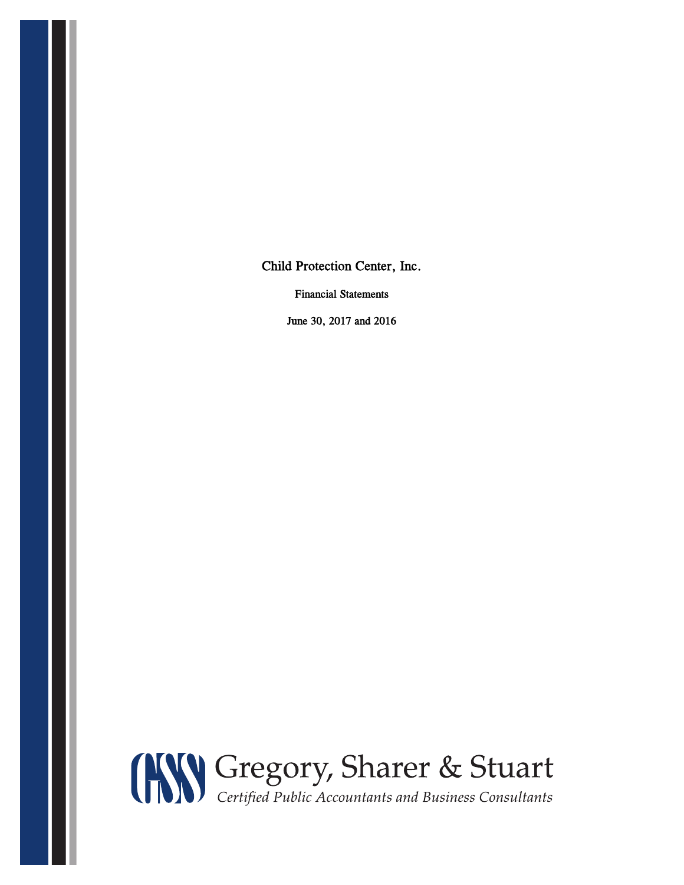# Child Protection Center, Inc.

Financial Statements

June 30, 2017 and 2016

Gregory, Sharer & Stuart

*Certified Public Accountants and Business Consultants*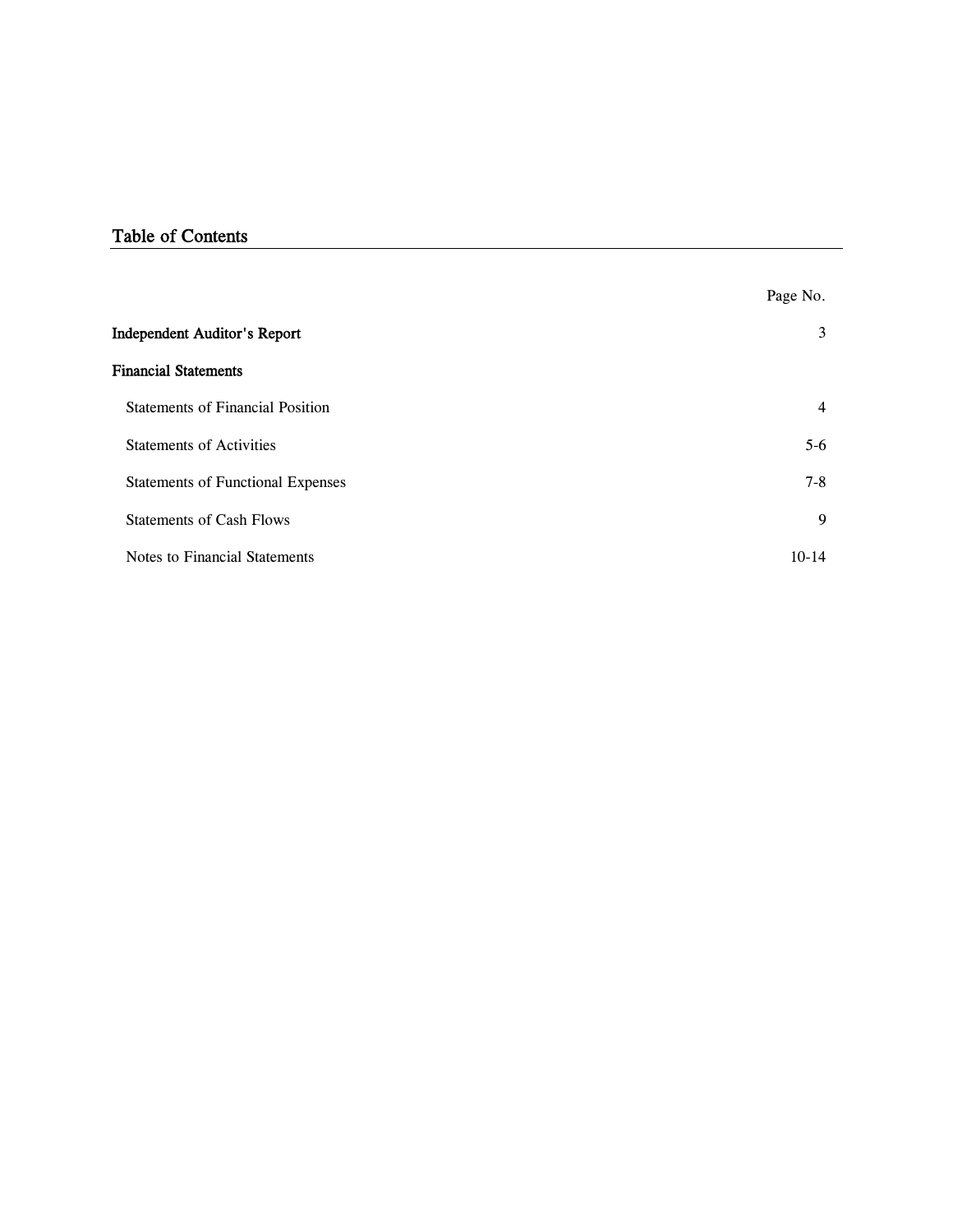## Table of Contents

| | Page No. |
|---|---|
| **Independent Auditor's Report** | 3 |
| **Financial Statements** | |
| Statements of Financial Position | 4 |
| Statements of Activities | 5-6 |
| Statements of Functional Expenses | 7-8 |
| Statements of Cash Flows | 9 |
| Notes to Financial Statements | 10-14 |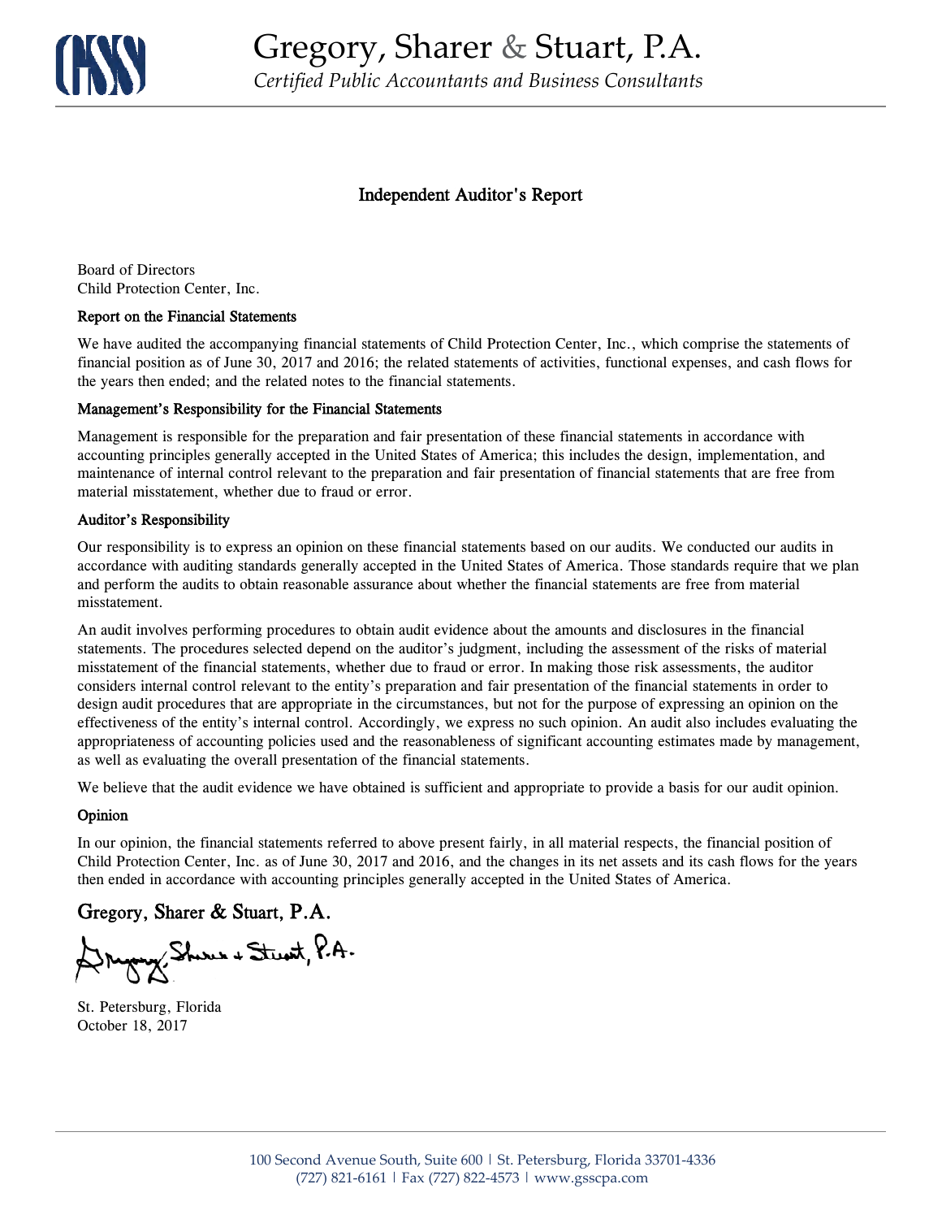Gregory, Sharer & Stuart, P.A.

*Certified Public Accountants and Business Consultants*

# Independent Auditor's Report

Board of Directors
Child Protection Center, Inc.

### Report on the Financial Statements

We have audited the accompanying financial statements of Child Protection Center, Inc., which comprise the statements of financial position as of June 30, 2017 and 2016; the related statements of activities, functional expenses, and cash flows for the years then ended; and the related notes to the financial statements.

### Management's Responsibility for the Financial Statements

Management is responsible for the preparation and fair presentation of these financial statements in accordance with accounting principles generally accepted in the United States of America; this includes the design, implementation, and maintenance of internal control relevant to the preparation and fair presentation of financial statements that are free from material misstatement, whether due to fraud or error.

### Auditor's Responsibility

Our responsibility is to express an opinion on these financial statements based on our audits. We conducted our audits in accordance with auditing standards generally accepted in the United States of America. Those standards require that we plan and perform the audits to obtain reasonable assurance about whether the financial statements are free from material misstatement.

An audit involves performing procedures to obtain audit evidence about the amounts and disclosures in the financial statements. The procedures selected depend on the auditor's judgment, including the assessment of the risks of material misstatement of the financial statements, whether due to fraud or error. In making those risk assessments, the auditor considers internal control relevant to the entity's preparation and fair presentation of the financial statements in order to design audit procedures that are appropriate in the circumstances, but not for the purpose of expressing an opinion on the effectiveness of the entity's internal control. Accordingly, we express no such opinion. An audit also includes evaluating the appropriateness of accounting policies used and the reasonableness of significant accounting estimates made by management, as well as evaluating the overall presentation of the financial statements.

We believe that the audit evidence we have obtained is sufficient and appropriate to provide a basis for our audit opinion.

### Opinion

In our opinion, the financial statements referred to above present fairly, in all material respects, the financial position of Child Protection Center, Inc. as of June 30, 2017 and 2016, and the changes in its net assets and its cash flows for the years then ended in accordance with accounting principles generally accepted in the United States of America.

**Gregory, Sharer & Stuart, P.A.**

Gregory, Sharer & Stuart, P.A.

St. Petersburg, Florida
October 18, 2017

100 Second Avenue South, Suite 600 | St. Petersburg, Florida 33701-4336
(727) 821-6161 | Fax (727) 822-4573 | www.gsscpa.com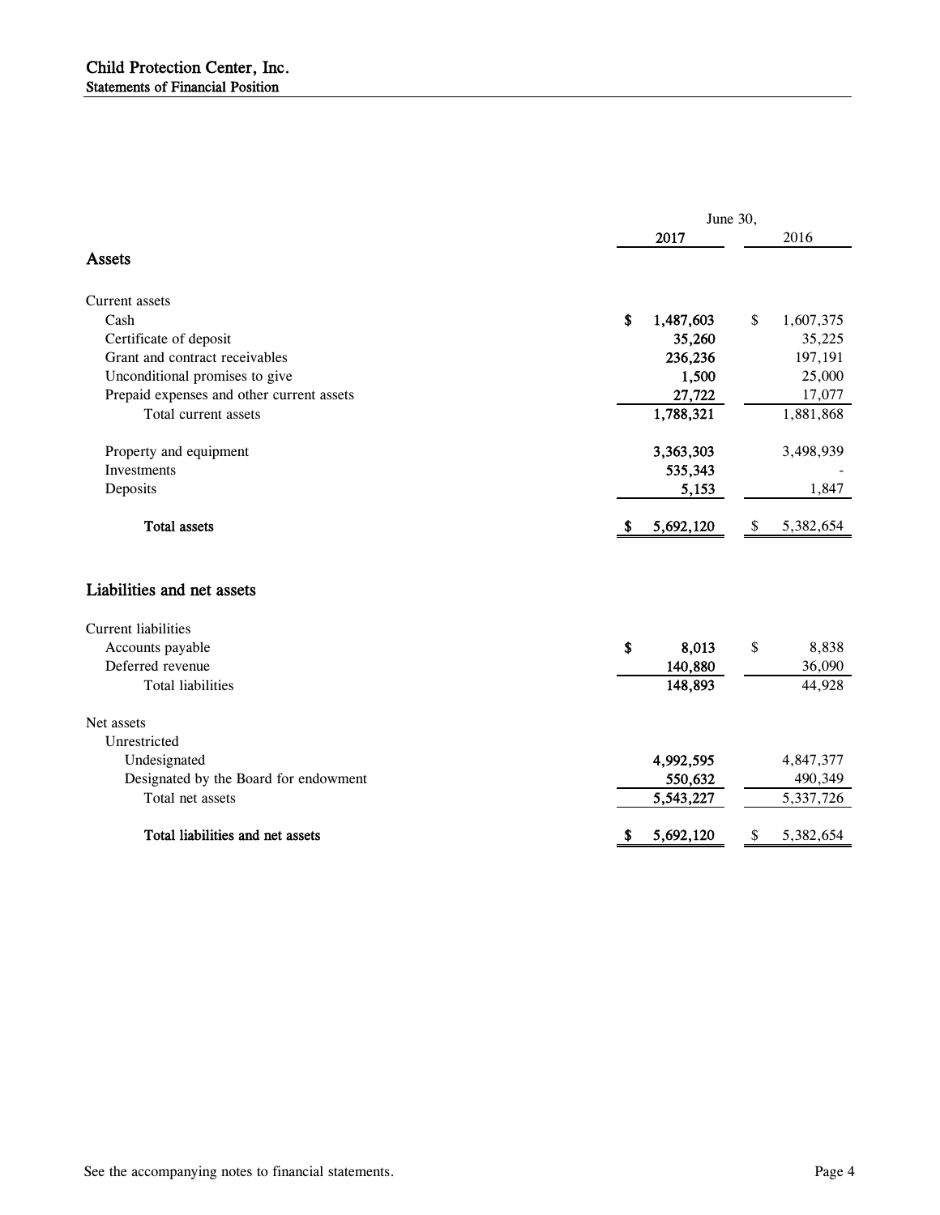# Child Protection Center, Inc.

## Statements of Financial Position

| | June 30, 2017 | June 30, 2016 |
|---|---|---|
| **Assets** | | |
| Current assets | | |
| Cash | $ 1,487,603 | $ 1,607,375 |
| Certificate of deposit | 35,260 | 35,225 |
| Grant and contract receivables | 236,236 | 197,191 |
| Unconditional promises to give | 1,500 | 25,000 |
| Prepaid expenses and other current assets | 27,722 | 17,077 |
| Total current assets | 1,788,321 | 1,881,868 |
| Property and equipment | 3,363,303 | 3,498,939 |
| Investments | 535,343 | - |
| Deposits | 5,153 | 1,847 |
| **Total assets** | $ 5,692,120 | $ 5,382,654 |
| **Liabilities and net assets** | | |
| Current liabilities | | |
| Accounts payable | $ 8,013 | $ 8,838 |
| Deferred revenue | 140,880 | 36,090 |
| Total liabilities | 148,893 | 44,928 |
| Net assets | | |
| Unrestricted | | |
| Undesignated | 4,992,595 | 4,847,377 |
| Designated by the Board for endowment | 550,632 | 490,349 |
| Total net assets | 5,543,227 | 5,337,726 |
| **Total liabilities and net assets** | $ 5,692,120 | $ 5,382,654 |

See the accompanying notes to financial statements.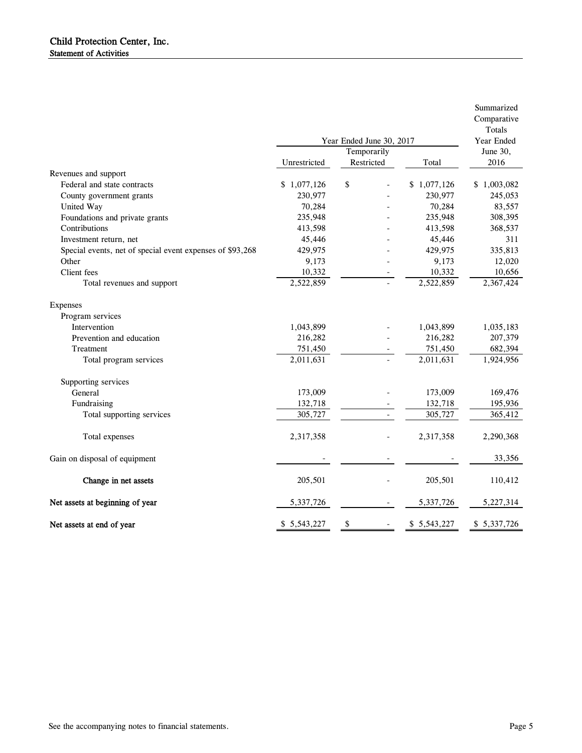# Child Protection Center, Inc.

## Statement of Activities

| | Year Ended June 30, 2017 | | | Summarized Comparative Totals Year Ended June 30, 2016 |
|---|---|---|---|---|
| | Unrestricted | Temporarily Restricted | Total | |
| **Revenues and support** | | | | |
| Federal and state contracts | $ 1,077,126 | $ - | $ 1,077,126 | $ 1,003,082 |
| County government grants | 230,977 | - | 230,977 | 245,053 |
| United Way | 70,284 | - | 70,284 | 83,557 |
| Foundations and private grants | 235,948 | - | 235,948 | 308,395 |
| Contributions | 413,598 | - | 413,598 | 368,537 |
| Investment return, net | 45,446 | - | 45,446 | 311 |
| Special events, net of special event expenses of $93,268 | 429,975 | - | 429,975 | 335,813 |
| Other | 9,173 | - | 9,173 | 12,020 |
| Client fees | 10,332 | - | 10,332 | 10,656 |
| Total revenues and support | 2,522,859 | - | 2,522,859 | 2,367,424 |
| **Expenses** | | | | |
| Program services | | | | |
| Intervention | 1,043,899 | - | 1,043,899 | 1,035,183 |
| Prevention and education | 216,282 | - | 216,282 | 207,379 |
| Treatment | 751,450 | - | 751,450 | 682,394 |
| Total program services | 2,011,631 | - | 2,011,631 | 1,924,956 |
| Supporting services | | | | |
| General | 173,009 | - | 173,009 | 169,476 |
| Fundraising | 132,718 | - | 132,718 | 195,936 |
| Total supporting services | 305,727 | - | 305,727 | 365,412 |
| Total expenses | 2,317,358 | - | 2,317,358 | 2,290,368 |
| Gain on disposal of equipment | - | - | - | 33,356 |
| **Change in net assets** | 205,501 | - | 205,501 | 110,412 |
| **Net assets at beginning of year** | 5,337,726 | - | 5,337,726 | 5,227,314 |
| **Net assets at end of year** | $ 5,543,227 | $ - | $ 5,543,227 | $ 5,337,726 |

See the accompanying notes to financial statements.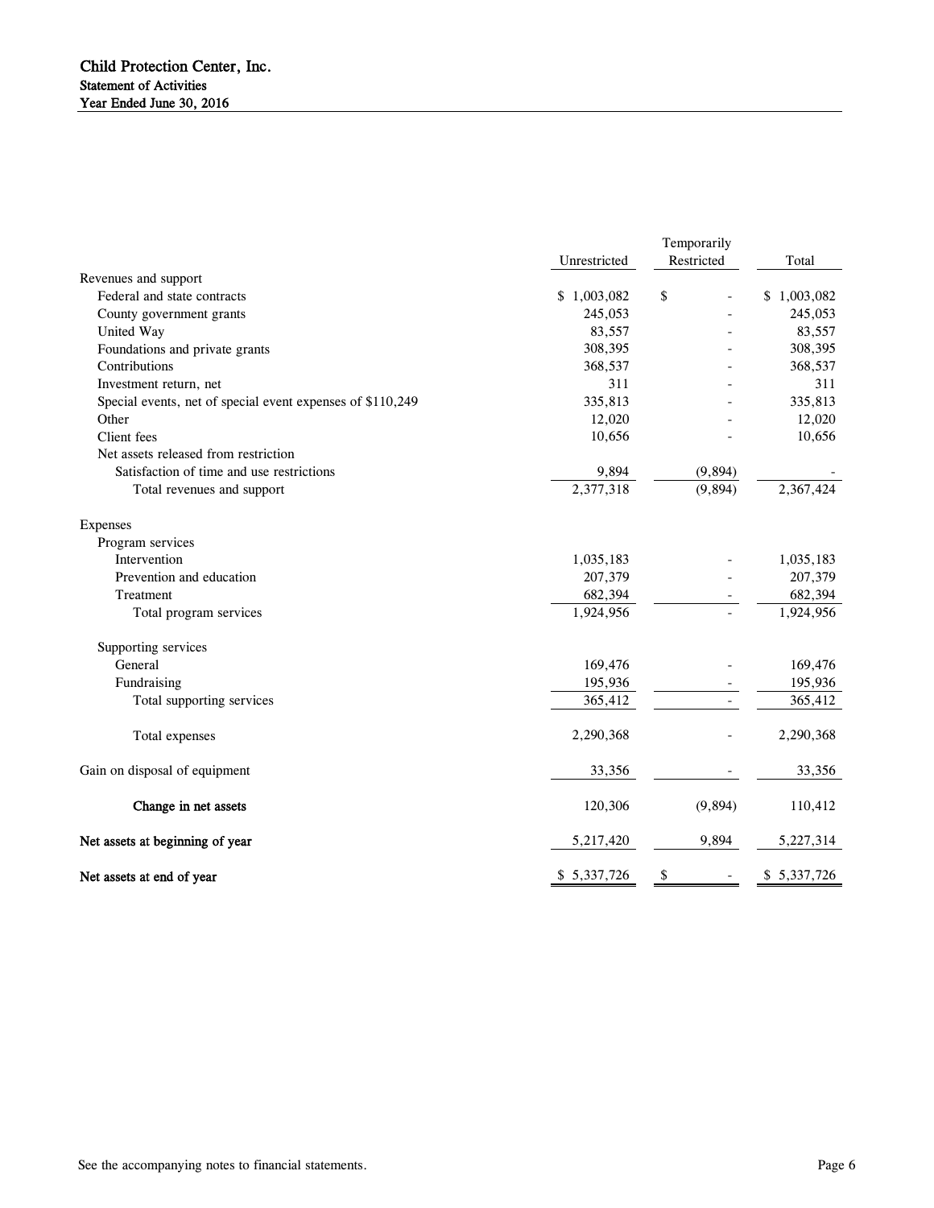# Child Protection Center, Inc.
## Statement of Activities
### Year Ended June 30, 2016

| | Unrestricted | Temporarily Restricted | Total |
|---|---|---|---|
| Revenues and support | | | |
| Federal and state contracts | $ 1,003,082 | $ - | $ 1,003,082 |
| County government grants | 245,053 | - | 245,053 |
| United Way | 83,557 | - | 83,557 |
| Foundations and private grants | 308,395 | - | 308,395 |
| Contributions | 368,537 | - | 368,537 |
| Investment return, net | 311 | - | 311 |
| Special events, net of special event expenses of $110,249 | 335,813 | - | 335,813 |
| Other | 12,020 | - | 12,020 |
| Client fees | 10,656 | - | 10,656 |
| Net assets released from restriction | | | |
| Satisfaction of time and use restrictions | 9,894 | (9,894) | - |
| Total revenues and support | 2,377,318 | (9,894) | 2,367,424 |
| Expenses | | | |
| Program services | | | |
| Intervention | 1,035,183 | - | 1,035,183 |
| Prevention and education | 207,379 | - | 207,379 |
| Treatment | 682,394 | - | 682,394 |
| Total program services | 1,924,956 | - | 1,924,956 |
| Supporting services | | | |
| General | 169,476 | - | 169,476 |
| Fundraising | 195,936 | - | 195,936 |
| Total supporting services | 365,412 | - | 365,412 |
| Total expenses | 2,290,368 | - | 2,290,368 |
| Gain on disposal of equipment | 33,356 | - | 33,356 |
| **Change in net assets** | 120,306 | (9,894) | 110,412 |
| **Net assets at beginning of year** | 5,217,420 | 9,894 | 5,227,314 |
| **Net assets at end of year** | $ 5,337,726 | $ - | $ 5,337,726 |

See the accompanying notes to financial statements.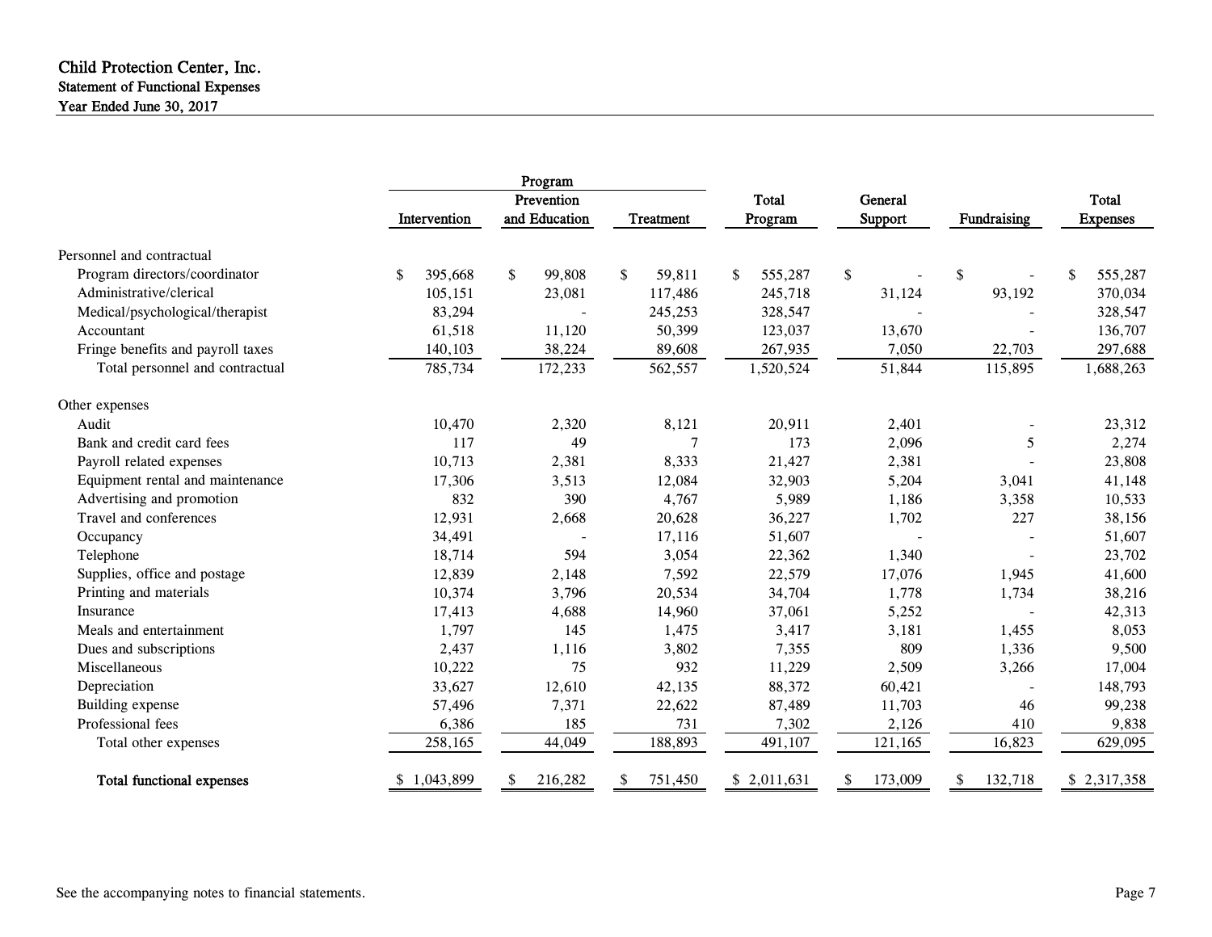**Child Protection Center, Inc.**
**Statement of Functional Expenses**
**Year Ended June 30, 2017**

| | Program | | | | | | |
|---|---|---|---|---|---|---|---|
| | Intervention | Prevention and Education | Treatment | Total Program | General Support | Fundraising | Total Expenses |
| Personnel and contractual | | | | | | | |
| Program directors/coordinator | $ 395,668 | $ 99,808 | $ 59,811 | $ 555,287 | $ - | $ - | $ 555,287 |
| Administrative/clerical | 105,151 | 23,081 | 117,486 | 245,718 | 31,124 | 93,192 | 370,034 |
| Medical/psychological/therapist | 83,294 | - | 245,253 | 328,547 | - | - | 328,547 |
| Accountant | 61,518 | 11,120 | 50,399 | 123,037 | 13,670 | - | 136,707 |
| Fringe benefits and payroll taxes | 140,103 | 38,224 | 89,608 | 267,935 | 7,050 | 22,703 | 297,688 |
| Total personnel and contractual | 785,734 | 172,233 | 562,557 | 1,520,524 | 51,844 | 115,895 | 1,688,263 |
| Other expenses | | | | | | | |
| Audit | 10,470 | 2,320 | 8,121 | 20,911 | 2,401 | - | 23,312 |
| Bank and credit card fees | 117 | 49 | 7 | 173 | 2,096 | 5 | 2,274 |
| Payroll related expenses | 10,713 | 2,381 | 8,333 | 21,427 | 2,381 | - | 23,808 |
| Equipment rental and maintenance | 17,306 | 3,513 | 12,084 | 32,903 | 5,204 | 3,041 | 41,148 |
| Advertising and promotion | 832 | 390 | 4,767 | 5,989 | 1,186 | 3,358 | 10,533 |
| Travel and conferences | 12,931 | 2,668 | 20,628 | 36,227 | 1,702 | 227 | 38,156 |
| Occupancy | 34,491 | - | 17,116 | 51,607 | - | - | 51,607 |
| Telephone | 18,714 | 594 | 3,054 | 22,362 | 1,340 | - | 23,702 |
| Supplies, office and postage | 12,839 | 2,148 | 7,592 | 22,579 | 17,076 | 1,945 | 41,600 |
| Printing and materials | 10,374 | 3,796 | 20,534 | 34,704 | 1,778 | 1,734 | 38,216 |
| Insurance | 17,413 | 4,688 | 14,960 | 37,061 | 5,252 | - | 42,313 |
| Meals and entertainment | 1,797 | 145 | 1,475 | 3,417 | 3,181 | 1,455 | 8,053 |
| Dues and subscriptions | 2,437 | 1,116 | 3,802 | 7,355 | 809 | 1,336 | 9,500 |
| Miscellaneous | 10,222 | 75 | 932 | 11,229 | 2,509 | 3,266 | 17,004 |
| Depreciation | 33,627 | 12,610 | 42,135 | 88,372 | 60,421 | - | 148,793 |
| Building expense | 57,496 | 7,371 | 22,622 | 87,489 | 11,703 | 46 | 99,238 |
| Professional fees | 6,386 | 185 | 731 | 7,302 | 2,126 | 410 | 9,838 |
| Total other expenses | 258,165 | 44,049 | 188,893 | 491,107 | 121,165 | 16,823 | 629,095 |
| **Total functional expenses** | $ 1,043,899 | $ 216,282 | $ 751,450 | $ 2,011,631 | $ 173,009 | $ 132,718 | $ 2,317,358 |

See the accompanying notes to financial statements.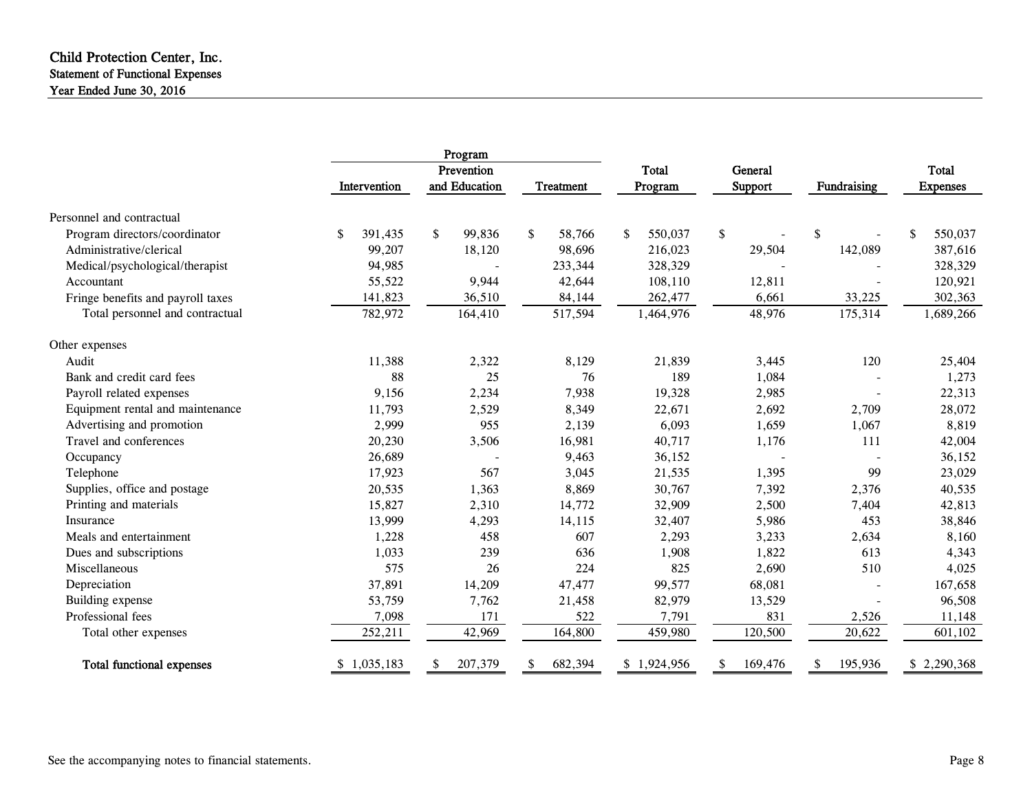# Child Protection Center, Inc.

## Statement of Functional Expenses

### Year Ended June 30, 2016

| | Program | | | | | | |
|---|---|---|---|---|---|---|---|
| | Intervention | Prevention and Education | Treatment | Total Program | General Support | Fundraising | Total Expenses |
| **Personnel and contractual** | | | | | | | |
| Program directors/coordinator | $ 391,435 | $ 99,836 | $ 58,766 | $ 550,037 | $ - | $ - | $ 550,037 |
| Administrative/clerical | 99,207 | 18,120 | 98,696 | 216,023 | 29,504 | 142,089 | 387,616 |
| Medical/psychological/therapist | 94,985 | - | 233,344 | 328,329 | - | - | 328,329 |
| Accountant | 55,522 | 9,944 | 42,644 | 108,110 | 12,811 | - | 120,921 |
| Fringe benefits and payroll taxes | 141,823 | 36,510 | 84,144 | 262,477 | 6,661 | 33,225 | 302,363 |
| Total personnel and contractual | 782,972 | 164,410 | 517,594 | 1,464,976 | 48,976 | 175,314 | 1,689,266 |
| **Other expenses** | | | | | | | |
| Audit | 11,388 | 2,322 | 8,129 | 21,839 | 3,445 | 120 | 25,404 |
| Bank and credit card fees | 88 | 25 | 76 | 189 | 1,084 | - | 1,273 |
| Payroll related expenses | 9,156 | 2,234 | 7,938 | 19,328 | 2,985 | - | 22,313 |
| Equipment rental and maintenance | 11,793 | 2,529 | 8,349 | 22,671 | 2,692 | 2,709 | 28,072 |
| Advertising and promotion | 2,999 | 955 | 2,139 | 6,093 | 1,659 | 1,067 | 8,819 |
| Travel and conferences | 20,230 | 3,506 | 16,981 | 40,717 | 1,176 | 111 | 42,004 |
| Occupancy | 26,689 | - | 9,463 | 36,152 | - | - | 36,152 |
| Telephone | 17,923 | 567 | 3,045 | 21,535 | 1,395 | 99 | 23,029 |
| Supplies, office and postage | 20,535 | 1,363 | 8,869 | 30,767 | 7,392 | 2,376 | 40,535 |
| Printing and materials | 15,827 | 2,310 | 14,772 | 32,909 | 2,500 | 7,404 | 42,813 |
| Insurance | 13,999 | 4,293 | 14,115 | 32,407 | 5,986 | 453 | 38,846 |
| Meals and entertainment | 1,228 | 458 | 607 | 2,293 | 3,233 | 2,634 | 8,160 |
| Dues and subscriptions | 1,033 | 239 | 636 | 1,908 | 1,822 | 613 | 4,343 |
| Miscellaneous | 575 | 26 | 224 | 825 | 2,690 | 510 | 4,025 |
| Depreciation | 37,891 | 14,209 | 47,477 | 99,577 | 68,081 | - | 167,658 |
| Building expense | 53,759 | 7,762 | 21,458 | 82,979 | 13,529 | - | 96,508 |
| Professional fees | 7,098 | 171 | 522 | 7,791 | 831 | 2,526 | 11,148 |
| Total other expenses | 252,211 | 42,969 | 164,800 | 459,980 | 120,500 | 20,622 | 601,102 |
| **Total functional expenses** | $ 1,035,183 | $ 207,379 | $ 682,394 | $ 1,924,956 | $ 169,476 | $ 195,936 | $ 2,290,368 |

See the accompanying notes to financial statements.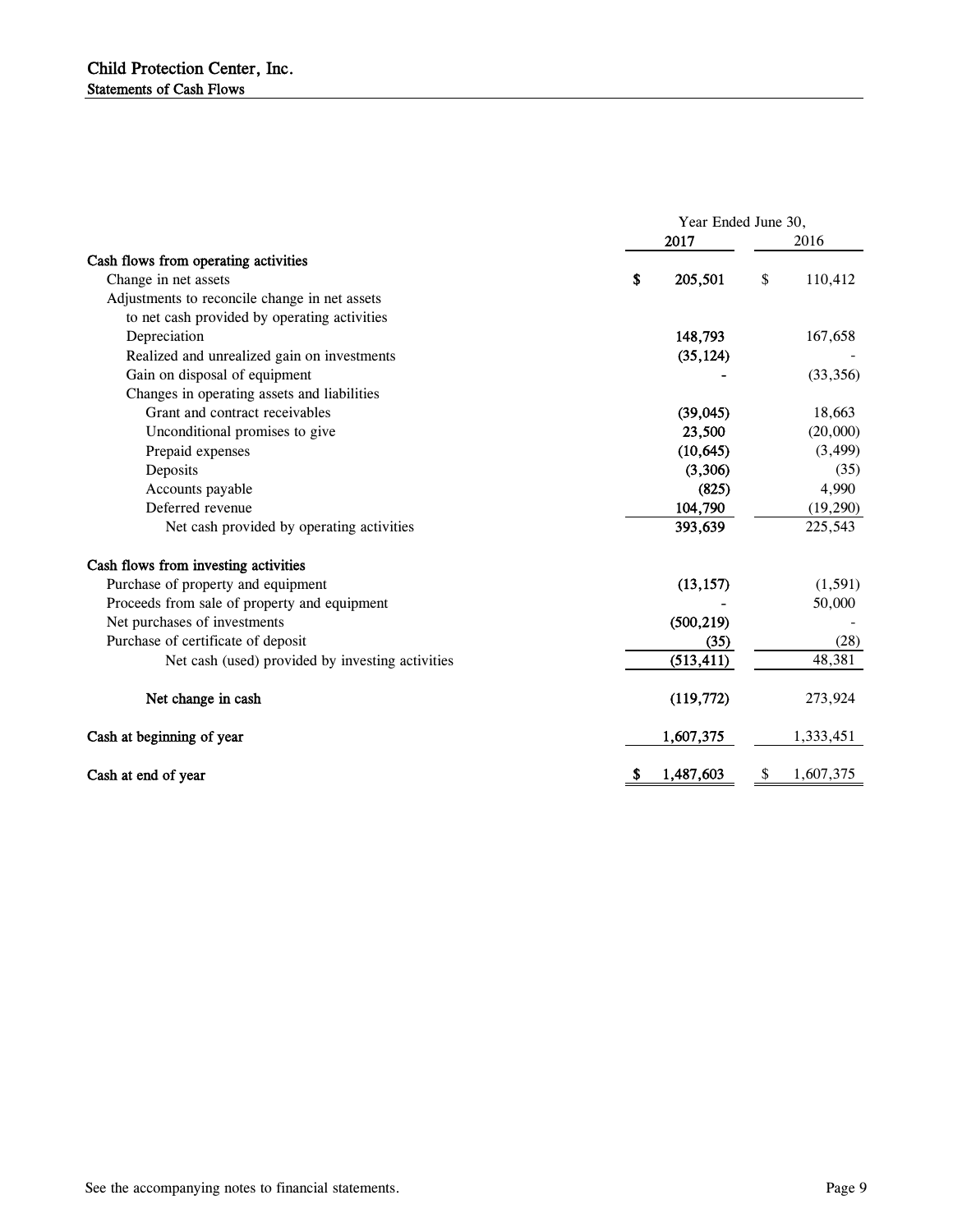# Child Protection Center, Inc.

## Statements of Cash Flows

| | Year Ended June 30, 2017 | 2016 |
|---|---|---|
| **Cash flows from operating activities** | | |
| Change in net assets | $ 205,501 | $ 110,412 |
| Adjustments to reconcile change in net assets to net cash provided by operating activities | | |
| Depreciation | 148,793 | 167,658 |
| Realized and unrealized gain on investments | (35,124) | - |
| Gain on disposal of equipment | - | (33,356) |
| Changes in operating assets and liabilities | | |
| Grant and contract receivables | (39,045) | 18,663 |
| Unconditional promises to give | 23,500 | (20,000) |
| Prepaid expenses | (10,645) | (3,499) |
| Deposits | (3,306) | (35) |
| Accounts payable | (825) | 4,990 |
| Deferred revenue | 104,790 | (19,290) |
| Net cash provided by operating activities | 393,639 | 225,543 |
| **Cash flows from investing activities** | | |
| Purchase of property and equipment | (13,157) | (1,591) |
| Proceeds from sale of property and equipment | - | 50,000 |
| Net purchases of investments | (500,219) | - |
| Purchase of certificate of deposit | (35) | (28) |
| Net cash (used) provided by investing activities | (513,411) | 48,381 |
| **Net change in cash** | (119,772) | 273,924 |
| **Cash at beginning of year** | 1,607,375 | 1,333,451 |
| **Cash at end of year** | $ 1,487,603 | $ 1,607,375 |

See the accompanying notes to financial statements.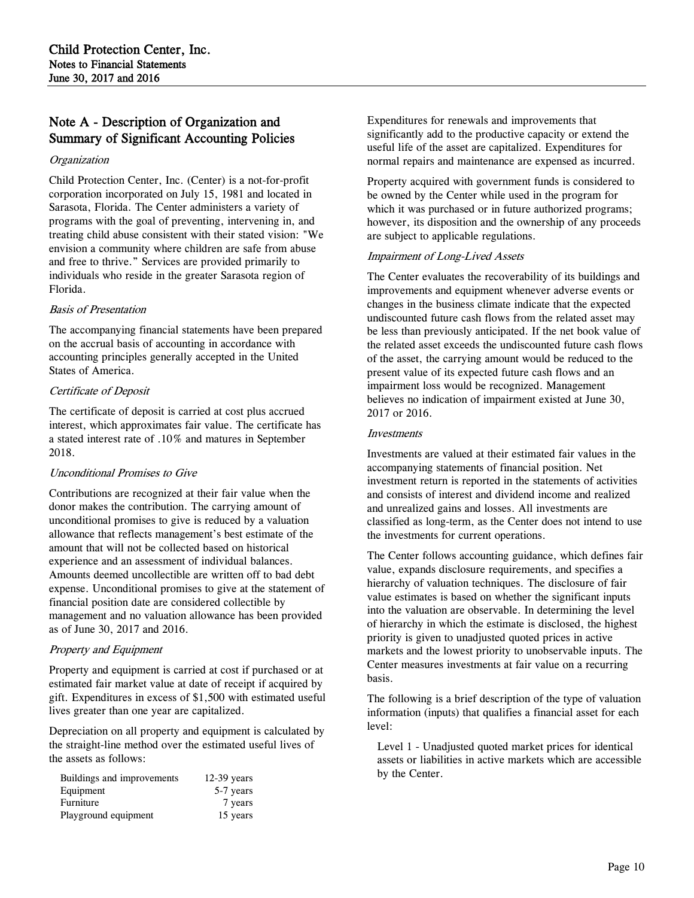## Note A - Description of Organization and Summary of Significant Accounting Policies

*Organization*

Child Protection Center, Inc. (Center) is a not-for-profit corporation incorporated on July 15, 1981 and located in Sarasota, Florida. The Center administers a variety of programs with the goal of preventing, intervening in, and treating child abuse consistent with their stated vision: "We envision a community where children are safe from abuse and free to thrive." Services are provided primarily to individuals who reside in the greater Sarasota region of Florida.

*Basis of Presentation*

The accompanying financial statements have been prepared on the accrual basis of accounting in accordance with accounting principles generally accepted in the United States of America.

*Certificate of Deposit*

The certificate of deposit is carried at cost plus accrued interest, which approximates fair value. The certificate has a stated interest rate of .10% and matures in September 2018.

*Unconditional Promises to Give*

Contributions are recognized at their fair value when the donor makes the contribution. The carrying amount of unconditional promises to give is reduced by a valuation allowance that reflects management's best estimate of the amount that will not be collected based on historical experience and an assessment of individual balances. Amounts deemed uncollectible are written off to bad debt expense. Unconditional promises to give at the statement of financial position date are considered collectible by management and no valuation allowance has been provided as of June 30, 2017 and 2016.

*Property and Equipment*

Property and equipment is carried at cost if purchased or at estimated fair market value at date of receipt if acquired by gift. Expenditures in excess of $1,500 with estimated useful lives greater than one year are capitalized.

Depreciation on all property and equipment is calculated by the straight-line method over the estimated useful lives of the assets as follows:

| | |
|---|---|
| Buildings and improvements | 12-39 years |
| Equipment | 5-7 years |
| Furniture | 7 years |
| Playground equipment | 15 years |

Expenditures for renewals and improvements that significantly add to the productive capacity or extend the useful life of the asset are capitalized. Expenditures for normal repairs and maintenance are expensed as incurred.

Property acquired with government funds is considered to be owned by the Center while used in the program for which it was purchased or in future authorized programs; however, its disposition and the ownership of any proceeds are subject to applicable regulations.

*Impairment of Long-Lived Assets*

The Center evaluates the recoverability of its buildings and improvements and equipment whenever adverse events or changes in the business climate indicate that the expected undiscounted future cash flows from the related asset may be less than previously anticipated. If the net book value of the related asset exceeds the undiscounted future cash flows of the asset, the carrying amount would be reduced to the present value of its expected future cash flows and an impairment loss would be recognized. Management believes no indication of impairment existed at June 30, 2017 or 2016.

*Investments*

Investments are valued at their estimated fair values in the accompanying statements of financial position. Net investment return is reported in the statements of activities and consists of interest and dividend income and realized and unrealized gains and losses. All investments are classified as long-term, as the Center does not intend to use the investments for current operations.

The Center follows accounting guidance, which defines fair value, expands disclosure requirements, and specifies a hierarchy of valuation techniques. The disclosure of fair value estimates is based on whether the significant inputs into the valuation are observable. In determining the level of hierarchy in which the estimate is disclosed, the highest priority is given to unadjusted quoted prices in active markets and the lowest priority to unobservable inputs. The Center measures investments at fair value on a recurring basis.

The following is a brief description of the type of valuation information (inputs) that qualifies a financial asset for each level:

Level 1 - Unadjusted quoted market prices for identical assets or liabilities in active markets which are accessible by the Center.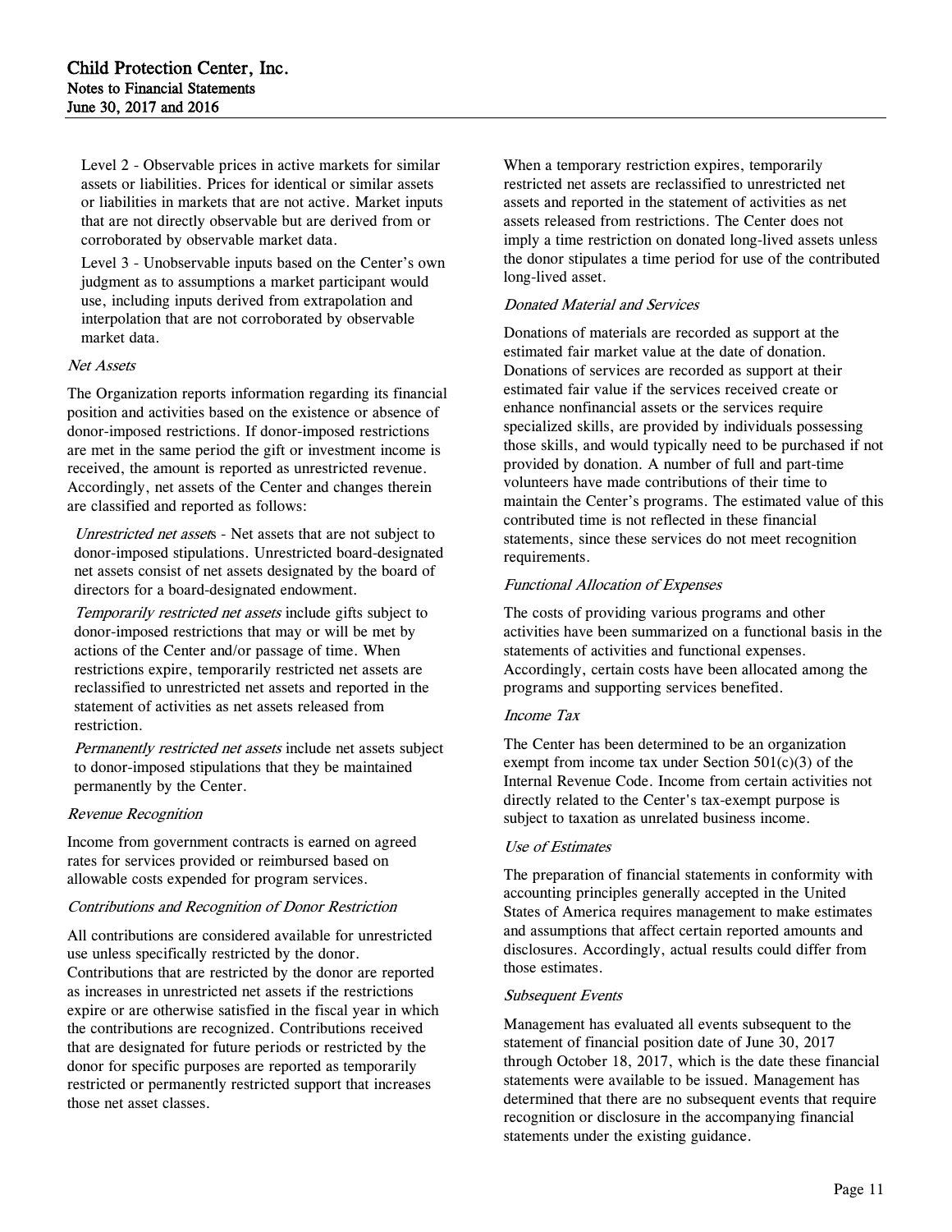Level 2 - Observable prices in active markets for similar assets or liabilities. Prices for identical or similar assets or liabilities in markets that are not active. Market inputs that are not directly observable but are derived from or corroborated by observable market data.

Level 3 - Unobservable inputs based on the Center's own judgment as to assumptions a market participant would use, including inputs derived from extrapolation and interpolation that are not corroborated by observable market data.

*Net Assets*

The Organization reports information regarding its financial position and activities based on the existence or absence of donor-imposed restrictions. If donor-imposed restrictions are met in the same period the gift or investment income is received, the amount is reported as unrestricted revenue. Accordingly, net assets of the Center and changes therein are classified and reported as follows:

*Unrestricted net assets* - Net assets that are not subject to donor-imposed stipulations. Unrestricted board-designated net assets consist of net assets designated by the board of directors for a board-designated endowment.

*Temporarily restricted net assets* include gifts subject to donor-imposed restrictions that may or will be met by actions of the Center and/or passage of time. When restrictions expire, temporarily restricted net assets are reclassified to unrestricted net assets and reported in the statement of activities as net assets released from restriction.

*Permanently restricted net assets* include net assets subject to donor-imposed stipulations that they be maintained permanently by the Center.

*Revenue Recognition*

Income from government contracts is earned on agreed rates for services provided or reimbursed based on allowable costs expended for program services.

*Contributions and Recognition of Donor Restriction*

All contributions are considered available for unrestricted use unless specifically restricted by the donor. Contributions that are restricted by the donor are reported as increases in unrestricted net assets if the restrictions expire or are otherwise satisfied in the fiscal year in which the contributions are recognized. Contributions received that are designated for future periods or restricted by the donor for specific purposes are reported as temporarily restricted or permanently restricted support that increases those net asset classes.

When a temporary restriction expires, temporarily restricted net assets are reclassified to unrestricted net assets and reported in the statement of activities as net assets released from restrictions. The Center does not imply a time restriction on donated long-lived assets unless the donor stipulates a time period for use of the contributed long-lived asset.

*Donated Material and Services*

Donations of materials are recorded as support at the estimated fair market value at the date of donation. Donations of services are recorded as support at their estimated fair value if the services received create or enhance nonfinancial assets or the services require specialized skills, are provided by individuals possessing those skills, and would typically need to be purchased if not provided by donation. A number of full and part-time volunteers have made contributions of their time to maintain the Center's programs. The estimated value of this contributed time is not reflected in these financial statements, since these services do not meet recognition requirements.

*Functional Allocation of Expenses*

The costs of providing various programs and other activities have been summarized on a functional basis in the statements of activities and functional expenses. Accordingly, certain costs have been allocated among the programs and supporting services benefited.

*Income Tax*

The Center has been determined to be an organization exempt from income tax under Section 501(c)(3) of the Internal Revenue Code. Income from certain activities not directly related to the Center's tax-exempt purpose is subject to taxation as unrelated business income.

*Use of Estimates*

The preparation of financial statements in conformity with accounting principles generally accepted in the United States of America requires management to make estimates and assumptions that affect certain reported amounts and disclosures. Accordingly, actual results could differ from those estimates.

*Subsequent Events*

Management has evaluated all events subsequent to the statement of financial position date of June 30, 2017 through October 18, 2017, which is the date these financial statements were available to be issued. Management has determined that there are no subsequent events that require recognition or disclosure in the accompanying financial statements under the existing guidance.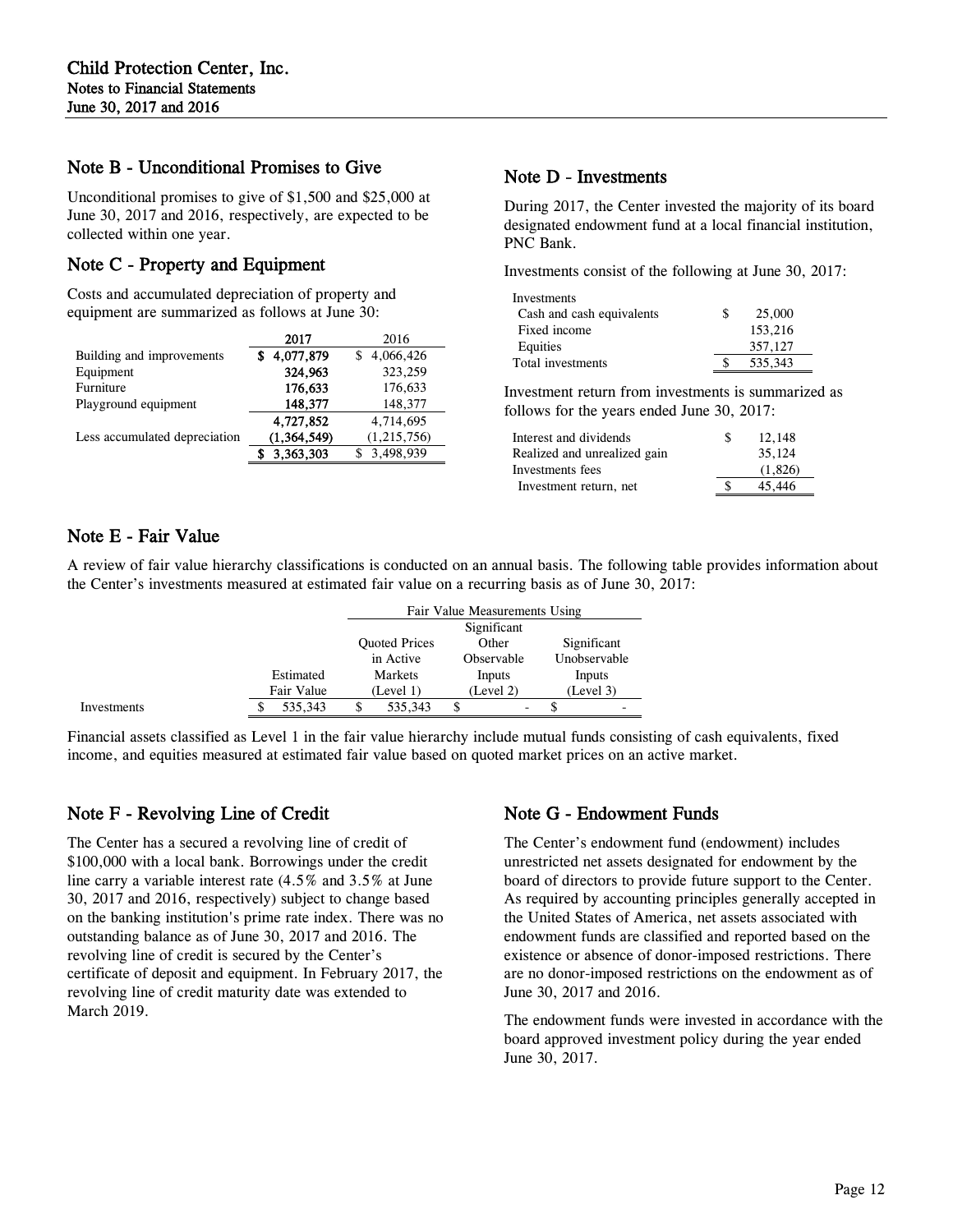# Child Protection Center, Inc.
## Notes to Financial Statements
## June 30, 2017 and 2016

## Note B - Unconditional Promises to Give

Unconditional promises to give of $1,500 and $25,000 at June 30, 2017 and 2016, respectively, are expected to be collected within one year.

## Note C - Property and Equipment

Costs and accumulated depreciation of property and equipment are summarized as follows at June 30:

| | 2017 | 2016 |
|---|---|---|
| Building and improvements | $ 4,077,879 | $ 4,066,426 |
| Equipment | 324,963 | 323,259 |
| Furniture | 176,633 | 176,633 |
| Playground equipment | 148,377 | 148,377 |
| | 4,727,852 | 4,714,695 |
| Less accumulated depreciation | (1,364,549) | (1,215,756) |
| | $ 3,363,303 | $ 3,498,939 |

## Note D - Investments

During 2017, the Center invested the majority of its board designated endowment fund at a local financial institution, PNC Bank.

Investments consist of the following at June 30, 2017:

| | |
|---|---|
| Investments | |
| Cash and cash equivalents | $ 25,000 |
| Fixed income | 153,216 |
| Equities | 357,127 |
| Total investments | $ 535,343 |

Investment return from investments is summarized as follows for the years ended June 30, 2017:

| | |
|---|---|
| Interest and dividends | $ 12,148 |
| Realized and unrealized gain | 35,124 |
| Investments fees | (1,826) |
| Investment return, net | $ 45,446 |

## Note E - Fair Value

A review of fair value hierarchy classifications is conducted on an annual basis. The following table provides information about the Center's investments measured at estimated fair value on a recurring basis as of June 30, 2017:

| | | Fair Value Measurements Using | | |
|---|---|---|---|---|
| | Estimated Fair Value | Quoted Prices in Active Markets (Level 1) | Significant Other Observable Inputs (Level 2) | Significant Unobservable Inputs (Level 3) |
| Investments | $ 535,343 | $ 535,343 | $ - | $ - |

Financial assets classified as Level 1 in the fair value hierarchy include mutual funds consisting of cash equivalents, fixed income, and equities measured at estimated fair value based on quoted market prices on an active market.

## Note F - Revolving Line of Credit

The Center has a secured a revolving line of credit of $100,000 with a local bank. Borrowings under the credit line carry a variable interest rate (4.5% and 3.5% at June 30, 2017 and 2016, respectively) subject to change based on the banking institution's prime rate index. There was no outstanding balance as of June 30, 2017 and 2016. The revolving line of credit is secured by the Center's certificate of deposit and equipment. In February 2017, the revolving line of credit maturity date was extended to March 2019.

## Note G - Endowment Funds

The Center's endowment fund (endowment) includes unrestricted net assets designated for endowment by the board of directors to provide future support to the Center. As required by accounting principles generally accepted in the United States of America, net assets associated with endowment funds are classified and reported based on the existence or absence of donor-imposed restrictions. There are no donor-imposed restrictions on the endowment as of June 30, 2017 and 2016.

The endowment funds were invested in accordance with the board approved investment policy during the year ended June 30, 2017.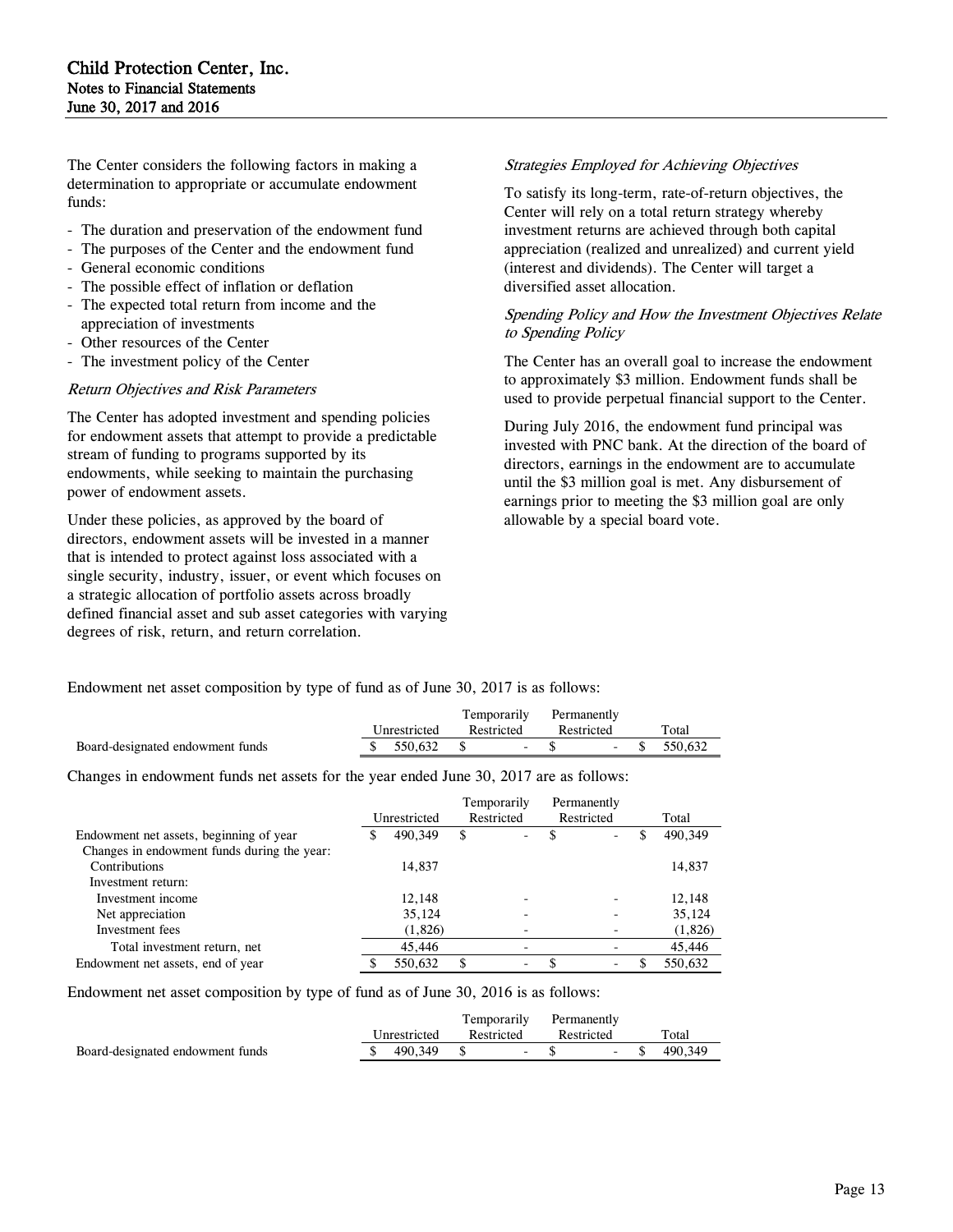The Center considers the following factors in making a determination to appropriate or accumulate endowment funds:

- The duration and preservation of the endowment fund
- The purposes of the Center and the endowment fund
- General economic conditions
- The possible effect of inflation or deflation
- The expected total return from income and the appreciation of investments
- Other resources of the Center
- The investment policy of the Center

*Return Objectives and Risk Parameters*

The Center has adopted investment and spending policies for endowment assets that attempt to provide a predictable stream of funding to programs supported by its endowments, while seeking to maintain the purchasing power of endowment assets.

Under these policies, as approved by the board of directors, endowment assets will be invested in a manner that is intended to protect against loss associated with a single security, industry, issuer, or event which focuses on a strategic allocation of portfolio assets across broadly defined financial asset and sub asset categories with varying degrees of risk, return, and return correlation.

*Strategies Employed for Achieving Objectives*

To satisfy its long-term, rate-of-return objectives, the Center will rely on a total return strategy whereby investment returns are achieved through both capital appreciation (realized and unrealized) and current yield (interest and dividends). The Center will target a diversified asset allocation.

*Spending Policy and How the Investment Objectives Relate to Spending Policy*

The Center has an overall goal to increase the endowment to approximately $3 million. Endowment funds shall be used to provide perpetual financial support to the Center.

During July 2016, the endowment fund principal was invested with PNC bank. At the direction of the board of directors, earnings in the endowment are to accumulate until the $3 million goal is met. Any disbursement of earnings prior to meeting the $3 million goal are only allowable by a special board vote.

Endowment net asset composition by type of fund as of June 30, 2017 is as follows:

| | Unrestricted | Temporarily Restricted | Permanently Restricted | Total |
|---|---|---|---|---|
| Board-designated endowment funds | $ 550,632 | $ - | $ - | $ 550,632 |

Changes in endowment funds net assets for the year ended June 30, 2017 are as follows:

| | Unrestricted | Temporarily Restricted | Permanently Restricted | Total |
|---|---|---|---|---|
| Endowment net assets, beginning of year | $ 490,349 | $ - | $ - | $ 490,349 |
| Changes in endowment funds during the year: | | | | |
| Contributions | 14,837 | | | 14,837 |
| Investment return: | | | | |
| Investment income | 12,148 | - | - | 12,148 |
| Net appreciation | 35,124 | - | - | 35,124 |
| Investment fees | (1,826) | - | - | (1,826) |
| Total investment return, net | 45,446 | - | - | 45,446 |
| Endowment net assets, end of year | $ 550,632 | $ - | $ - | $ 550,632 |

Endowment net asset composition by type of fund as of June 30, 2016 is as follows:

| | Unrestricted | Temporarily Restricted | Permanently Restricted | Total |
|---|---|---|---|---|
| Board-designated endowment funds | $ 490,349 | $ - | $ - | $ 490,349 |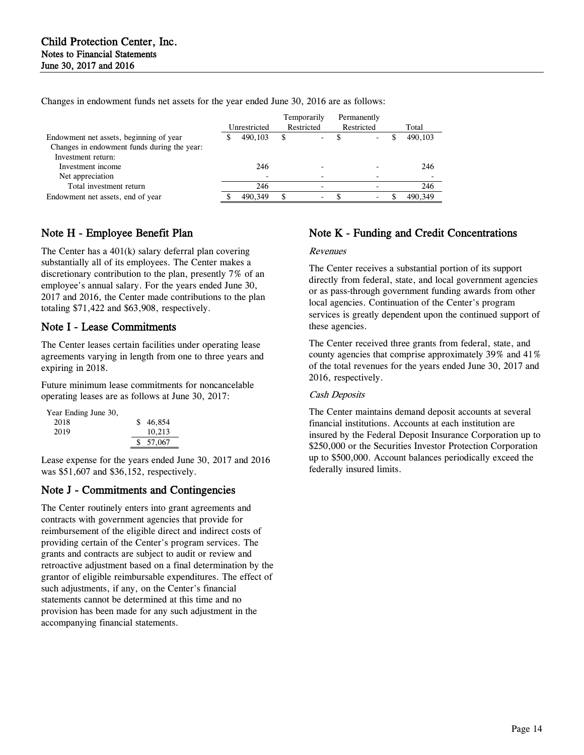Changes in endowment funds net assets for the year ended June 30, 2016 are as follows:

| | Unrestricted | Temporarily Restricted | Permanently Restricted | Total |
|---|---|---|---|---|
| Endowment net assets, beginning of year | $ 490,103 | $ - | $ - | $ 490,103 |
| Changes in endowment funds during the year: | | | | |
| Investment return: | | | | |
| Investment income | 246 | - | - | 246 |
| Net appreciation | - | - | - | - |
| Total investment return | 246 | - | - | 246 |
| Endowment net assets, end of year | $ 490,349 | $ - | $ - | $ 490,349 |

## Note H - Employee Benefit Plan

The Center has a 401(k) salary deferral plan covering substantially all of its employees. The Center makes a discretionary contribution to the plan, presently 7% of an employee's annual salary. For the years ended June 30, 2017 and 2016, the Center made contributions to the plan totaling $71,422 and $63,908, respectively.

## Note I - Lease Commitments

The Center leases certain facilities under operating lease agreements varying in length from one to three years and expiring in 2018.

Future minimum lease commitments for noncancelable operating leases are as follows at June 30, 2017:

| Year Ending June 30, | |
|---|---|
| 2018 | $ 46,854 |
| 2019 | 10,213 |
| | $ 57,067 |

Lease expense for the years ended June 30, 2017 and 2016 was $51,607 and $36,152, respectively.

## Note J - Commitments and Contingencies

The Center routinely enters into grant agreements and contracts with government agencies that provide for reimbursement of the eligible direct and indirect costs of providing certain of the Center's program services. The grants and contracts are subject to audit or review and retroactive adjustment based on a final determination by the grantor of eligible reimbursable expenditures. The effect of such adjustments, if any, on the Center's financial statements cannot be determined at this time and no provision has been made for any such adjustment in the accompanying financial statements.

## Note K - Funding and Credit Concentrations

*Revenues*

The Center receives a substantial portion of its support directly from federal, state, and local government agencies or as pass-through government funding awards from other local agencies. Continuation of the Center's program services is greatly dependent upon the continued support of these agencies.

The Center received three grants from federal, state, and county agencies that comprise approximately 39% and 41% of the total revenues for the years ended June 30, 2017 and 2016, respectively.

*Cash Deposits*

The Center maintains demand deposit accounts at several financial institutions. Accounts at each institution are insured by the Federal Deposit Insurance Corporation up to $250,000 or the Securities Investor Protection Corporation up to $500,000. Account balances periodically exceed the federally insured limits.